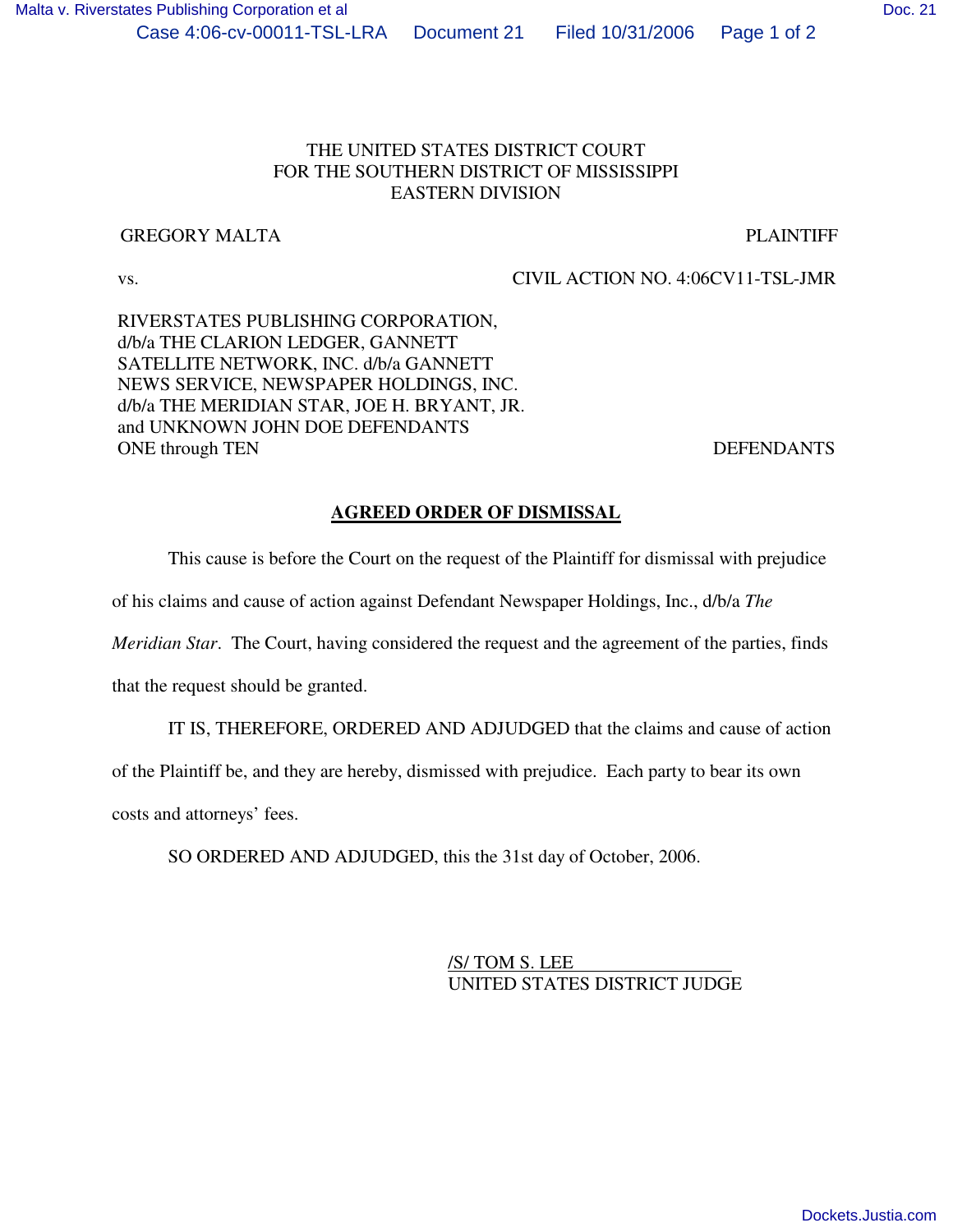THE UNITED STATES DISTRICT COURT
FOR THE SOUTHERN DISTRICT OF MISSISSIPPI
EASTERN DIVISION

GREGORY MALTA — PLAINTIFF

vs. — CIVIL ACTION NO. 4:06CV11-TSL-JMR

RIVERSTATES PUBLISHING CORPORATION, d/b/a THE CLARION LEDGER, GANNETT SATELLITE NETWORK, INC. d/b/a GANNETT NEWS SERVICE, NEWSPAPER HOLDINGS, INC. d/b/a THE MERIDIAN STAR, JOE H. BRYANT, JR. and UNKNOWN JOHN DOE DEFENDANTS ONE through TEN — DEFENDANTS

## **AGREED ORDER OF DISMISSAL**

This cause is before the Court on the request of the Plaintiff for dismissal with prejudice of his claims and cause of action against Defendant Newspaper Holdings, Inc., d/b/a *The Meridian Star*. The Court, having considered the request and the agreement of the parties, finds that the request should be granted.

IT IS, THEREFORE, ORDERED AND ADJUDGED that the claims and cause of action of the Plaintiff be, and they are hereby, dismissed with prejudice. Each party to bear its own costs and attorneys' fees.

SO ORDERED AND ADJUDGED, this the 31st day of October, 2006.

/S/ TOM S. LEE
UNITED STATES DISTRICT JUDGE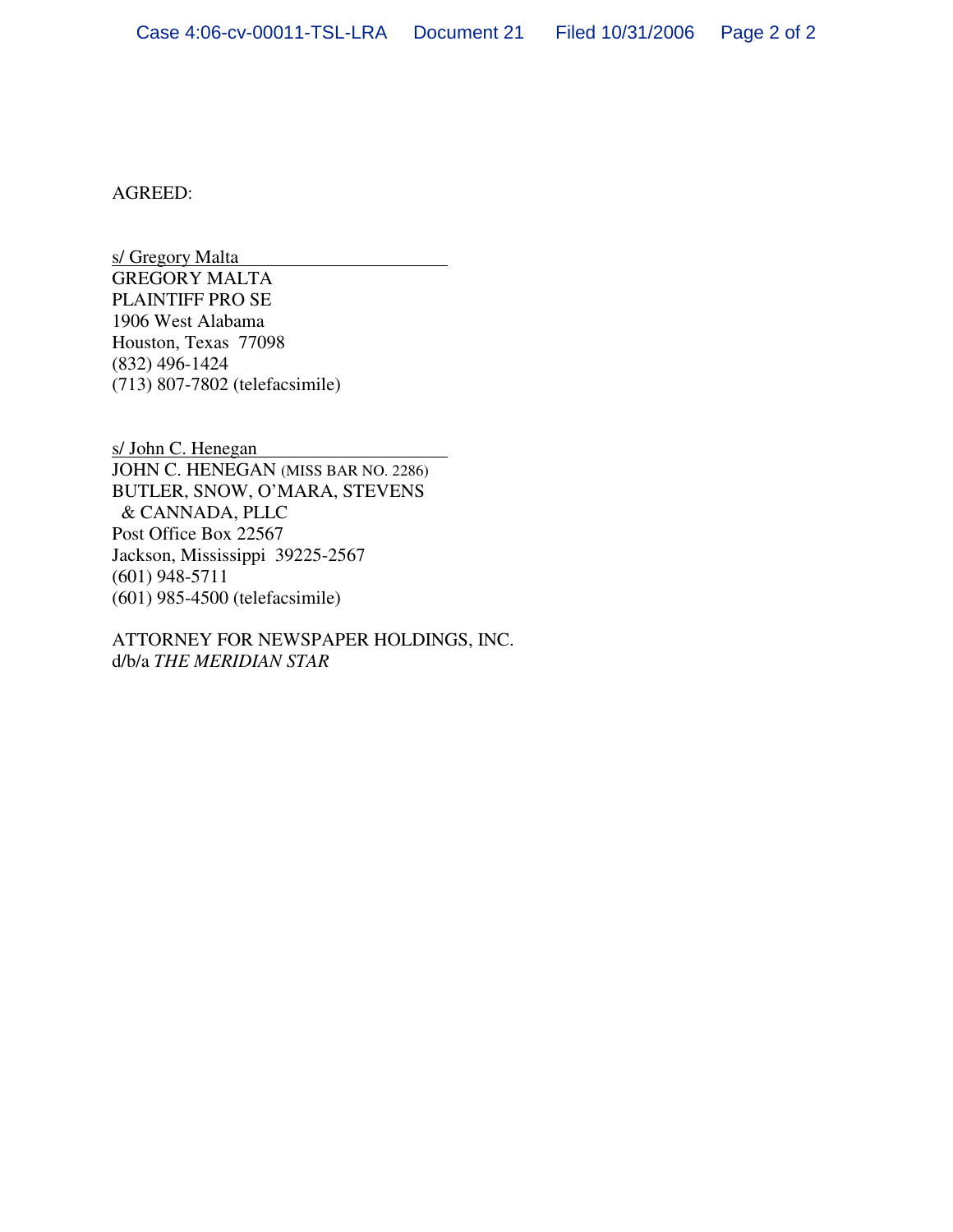AGREED:

s/ Gregory Malta
GREGORY MALTA
PLAINTIFF PRO SE
1906 West Alabama
Houston, Texas 77098
(832) 496-1424
(713) 807-7802 (telefacsimile)

s/ John C. Henegan
JOHN C. HENEGAN (MISS BAR NO. 2286)
BUTLER, SNOW, O'MARA, STEVENS
& CANNADA, PLLC
Post Office Box 22567
Jackson, Mississippi 39225-2567
(601) 948-5711
(601) 985-4500 (telefacsimile)

ATTORNEY FOR NEWSPAPER HOLDINGS, INC.
d/b/a *THE MERIDIAN STAR*